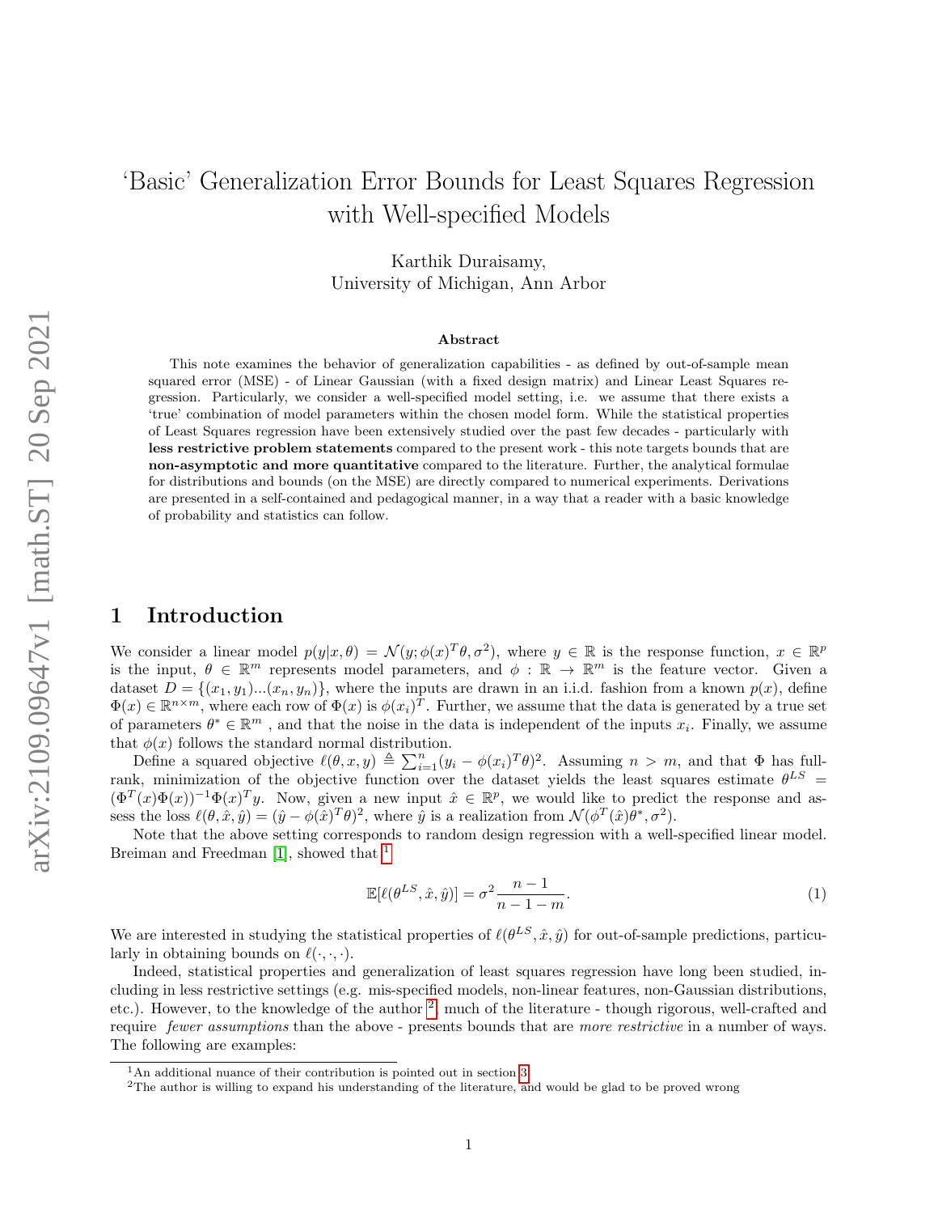# 'Basic' Generalization Error Bounds for Least Squares Regression with Well-specified Models

Karthik Duraisamy,
University of Michigan, Ann Arbor

### Abstract

This note examines the behavior of generalization capabilities - as defined by out-of-sample mean squared error (MSE) - of Linear Gaussian (with a fixed design matrix) and Linear Least Squares regression. Particularly, we consider a well-specified model setting, i.e. we assume that there exists a 'true' combination of model parameters within the chosen model form. While the statistical properties of Least Squares regression have been extensively studied over the past few decades - particularly with **less restrictive problem statements** compared to the present work - this note targets bounds that are **non-asymptotic and more quantitative** compared to the literature. Further, the analytical formulae for distributions and bounds (on the MSE) are directly compared to numerical experiments. Derivations are presented in a self-contained and pedagogical manner, in a way that a reader with a basic knowledge of probability and statistics can follow.

## 1 Introduction

We consider a linear model $p(y|x,\theta) = \mathcal{N}(y;\phi(x)^T\theta,\sigma^2)$, where $y \in \mathbb{R}$ is the response function, $x \in \mathbb{R}^p$ is the input, $\theta \in \mathbb{R}^m$ represents model parameters, and $\phi : \mathbb{R} \rightarrow \mathbb{R}^m$ is the feature vector. Given a dataset $D = \{(x_1, y_1)...(x_n, y_n)\}$, where the inputs are drawn in an i.i.d. fashion from a known $p(x)$, define $\Phi(x) \in \mathbb{R}^{n\times m}$, where each row of $\Phi(x)$ is $\phi(x_i)^T$. Further, we assume that the data is generated by a true set of parameters $\theta^* \in \mathbb{R}^m$ , and that the noise in the data is independent of the inputs $x_i$. Finally, we assume that $\phi(x)$ follows the standard normal distribution.

Define a squared objective $\ell(\theta, x, y) \triangleq \sum_{i=1}^n (y_i - \phi(x_i)^T\theta)^2$. Assuming $n > m$, and that $\Phi$ has full-rank, minimization of the objective function over the dataset yields the least squares estimate $\theta^{LS} = (\Phi^T(x)\Phi(x))^{-1}\Phi(x)^T y$. Now, given a new input $\hat{x} \in \mathbb{R}^p$, we would like to predict the response and assess the loss $\ell(\theta, \hat{x}, \hat{y}) = (\hat{y} - \phi(\hat{x})^T\theta)^2$, where $\hat{y}$ is a realization from $\mathcal{N}(\phi^T(\hat{x})\theta^*, \sigma^2)$.

Note that the above setting corresponds to random design regression with a well-specified linear model. Breiman and Freedman [1], showed that [1]

$$\mathbb{E}[\ell(\theta^{LS}, \hat{x}, \hat{y})] = \sigma^2 \frac{n-1}{n-1-m}. \tag{1}$$

We are interested in studying the statistical properties of $\ell(\theta^{LS}, \hat{x}, \hat{y})$ for out-of-sample predictions, particularly in obtaining bounds on $\ell(\cdot, \cdot, \cdot)$.

Indeed, statistical properties and generalization of least squares regression have long been studied, including in less restrictive settings (e.g. mis-specified models, non-linear features, non-Gaussian distributions, etc.). However, to the knowledge of the author [2], much of the literature - though rigorous, well-crafted and require *fewer assumptions* than the above - presents bounds that are *more restrictive* in a number of ways. The following are examples:

---

[1] An additional nuance of their contribution is pointed out in section 3.

[2] The author is willing to expand his understanding of the literature, and would be glad to be proved wrong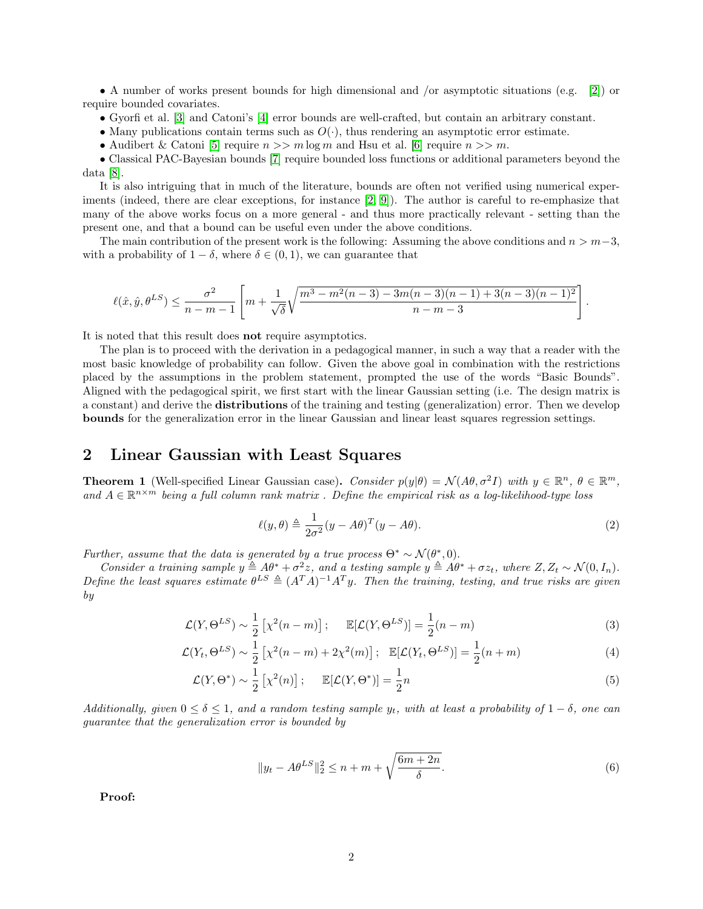• A number of works present bounds for high dimensional and /or asymptotic situations (e.g. [2]) or require bounded covariates.

• Gyorfi et al. [3] and Catoni's [4] error bounds are well-crafted, but contain an arbitrary constant.

• Many publications contain terms such as $O(\cdot)$, thus rendering an asymptotic error estimate.

• Audibert & Catoni [5] require $n >> m \log m$ and Hsu et al. [6] require $n >> m$.

• Classical PAC-Bayesian bounds [7] require bounded loss functions or additional parameters beyond the data [8].

It is also intriguing that in much of the literature, bounds are often not verified using numerical experiments (indeed, there are clear exceptions, for instance [2, 9]). The author is careful to re-emphasize that many of the above works focus on a more general - and thus more practically relevant - setting than the present one, and that a bound can be useful even under the above conditions.

The main contribution of the present work is the following: Assuming the above conditions and $n > m-3$, with a probability of $1-\delta$, where $\delta \in (0,1)$, we can guarantee that

$$\ell(\hat{x}, \hat{y}, \theta^{LS}) \leq \frac{\sigma^2}{n-m-1}\left[m + \frac{1}{\sqrt{\delta}}\sqrt{\frac{m^3 - m^2(n-3) - 3m(n-3)(n-1) + 3(n-3)(n-1)^2}{n-m-3}}\right].$$

It is noted that this result does **not** require asymptotics.

The plan is to proceed with the derivation in a pedagogical manner, in such a way that a reader with the most basic knowledge of probability can follow. Given the above goal in combination with the restrictions placed by the assumptions in the problem statement, prompted the use of the words "Basic Bounds". Aligned with the pedagogical spirit, we first start with the linear Gaussian setting (i.e. The design matrix is a constant) and derive the **distributions** of the training and testing (generalization) error. Then we develop **bounds** for the generalization error in the linear Gaussian and linear least squares regression settings.

## 2 Linear Gaussian with Least Squares

**Theorem 1** (Well-specified Linear Gaussian case)**.** *Consider $p(y|\theta) = \mathcal{N}(A\theta, \sigma^2 I)$ with $y \in \mathbb{R}^n$, $\theta \in \mathbb{R}^m$, and $A \in \mathbb{R}^{n\times m}$ being a full column rank matrix . Define the empirical risk as a log-likelihood-type loss*

$$\ell(y, \theta) \triangleq \frac{1}{2\sigma^2}(y - A\theta)^T(y - A\theta). \tag{2}$$

*Further, assume that the data is generated by a true process $\Theta^* \sim \mathcal{N}(\theta^*, 0)$.*

*Consider a training sample $y \triangleq A\theta^* + \sigma^2 z$, and a testing sample $y \triangleq A\theta^* + \sigma z_t$, where $Z, Z_t \sim \mathcal{N}(0, I_n)$. Define the least squares estimate $\theta^{LS} \triangleq (A^TA)^{-1}A^Ty$. Then the training, testing, and true risks are given by*

$$\mathcal{L}(Y, \Theta^{LS}) \sim \frac{1}{2}\left[\chi^2(n-m)\right]; \quad \mathbb{E}[\mathcal{L}(Y, \Theta^{LS})] = \frac{1}{2}(n-m) \tag{3}$$

$$\mathcal{L}(Y_t, \Theta^{LS}) \sim \frac{1}{2}\left[\chi^2(n-m) + 2\chi^2(m)\right]; \quad \mathbb{E}[\mathcal{L}(Y_t, \Theta^{LS})] = \frac{1}{2}(n+m) \tag{4}$$

$$\mathcal{L}(Y, \Theta^*) \sim \frac{1}{2}\left[\chi^2(n)\right]; \quad \mathbb{E}[\mathcal{L}(Y, \Theta^*)] = \frac{1}{2}n \tag{5}$$

*Additionally, given $0 \leq \delta \leq 1$, and a random testing sample $y_t$, with at least a probability of $1-\delta$, one can guarantee that the generalization error is bounded by*

$$\|y_t - A\theta^{LS}\|_2^2 \leq n + m + \sqrt{\frac{6m + 2n}{\delta}}. \tag{6}$$

**Proof:**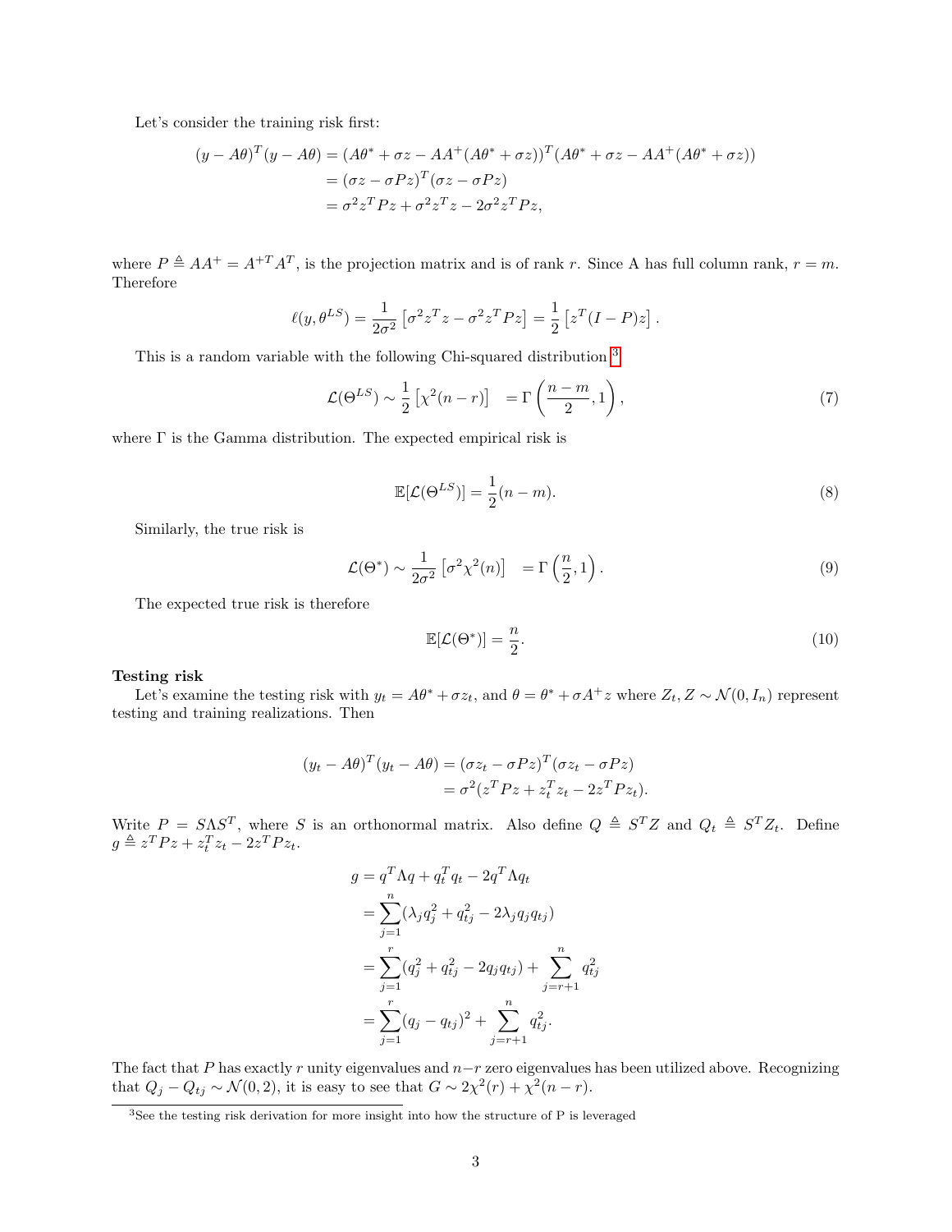Let's consider the training risk first:

$$
\begin{aligned}
(y - A\theta)^T(y - A\theta) &= (A\theta^* + \sigma z - AA^+(A\theta^* + \sigma z))^T(A\theta^* + \sigma z - AA^+(A\theta^* + \sigma z)) \\
&= (\sigma z - \sigma P z)^T(\sigma z - \sigma P z) \\
&= \sigma^2 z^T P z + \sigma^2 z^T z - 2\sigma^2 z^T P z,
\end{aligned}
$$

where $P \triangleq AA^+ = A^{+T}A^T$, is the projection matrix and is of rank $r$. Since A has full column rank, $r = m$. Therefore

$$
\ell(y, \theta^{LS}) = \frac{1}{2\sigma^2}\left[\sigma^2 z^T z - \sigma^2 z^T P z\right] = \frac{1}{2}\left[z^T(I - P)z\right].
$$

This is a random variable with the following Chi-squared distribution [3]

$$
\mathcal{L}(\Theta^{LS}) \sim \frac{1}{2}\left[\chi^2(n-r)\right] \quad = \Gamma\left(\frac{n-m}{2}, 1\right), \tag{7}
$$

where $\Gamma$ is the Gamma distribution. The expected empirical risk is

$$
\mathbb{E}[\mathcal{L}(\Theta^{LS})] = \frac{1}{2}(n - m). \tag{8}
$$

Similarly, the true risk is

$$
\mathcal{L}(\Theta^*) \sim \frac{1}{2\sigma^2}\left[\sigma^2\chi^2(n)\right] \quad = \Gamma\left(\frac{n}{2}, 1\right). \tag{9}
$$

The expected true risk is therefore

$$
\mathbb{E}[\mathcal{L}(\Theta^*)] = \frac{n}{2}. \tag{10}
$$

**Testing risk**

Let's examine the testing risk with $y_t = A\theta^* + \sigma z_t$, and $\theta = \theta^* + \sigma A^+ z$ where $Z_t, Z \sim \mathcal{N}(0, I_n)$ represent testing and training realizations. Then

$$
\begin{aligned}
(y_t - A\theta)^T(y_t - A\theta) &= (\sigma z_t - \sigma P z)^T(\sigma z_t - \sigma P z) \\
&= \sigma^2(z^T P z + z_t^T z_t - 2z^T P z_t).
\end{aligned}
$$

Write $P = S\Lambda S^T$, where $S$ is an orthonormal matrix. Also define $Q \triangleq S^T Z$ and $Q_t \triangleq S^T Z_t$. Define $g \triangleq z^T P z + z_t^T z_t - 2z^T P z_t$.

$$
\begin{aligned}
g &= q^T \Lambda q + q_t^T q_t - 2q^T \Lambda q_t \\
&= \sum_{j=1}^{n}(\lambda_j q_j^2 + q_{tj}^2 - 2\lambda_j q_j q_{tj}) \\
&= \sum_{j=1}^{r}(q_j^2 + q_{tj}^2 - 2q_j q_{tj}) + \sum_{j=r+1}^{n} q_{tj}^2 \\
&= \sum_{j=1}^{r}(q_j - q_{tj})^2 + \sum_{j=r+1}^{n} q_{tj}^2.
\end{aligned}
$$

The fact that $P$ has exactly $r$ unity eigenvalues and $n-r$ zero eigenvalues has been utilized above. Recognizing that $Q_j - Q_{tj} \sim \mathcal{N}(0, 2)$, it is easy to see that $G \sim 2\chi^2(r) + \chi^2(n-r)$.

[3] See the testing risk derivation for more insight into how the structure of P is leveraged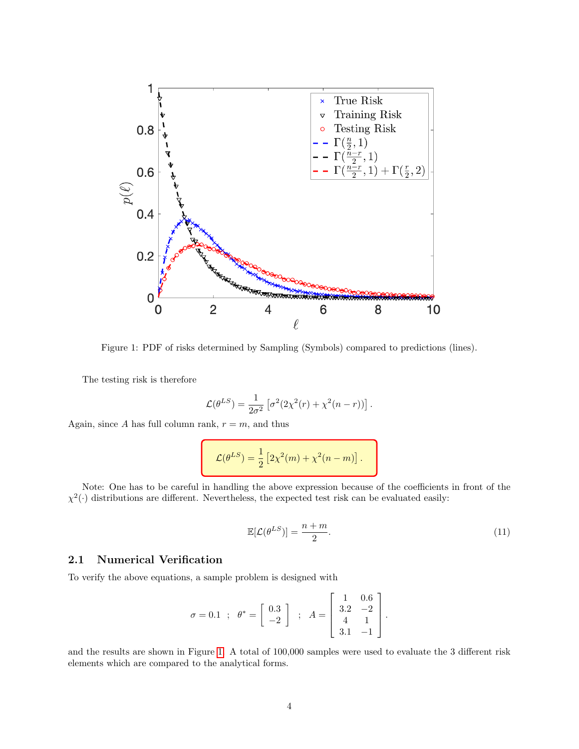Figure 1: PDF of risks determined by Sampling (Symbols) compared to predictions (lines).

The testing risk is therefore

$$\mathcal{L}(\theta^{LS}) = \frac{1}{2\sigma^2}\left[\sigma^2(2\chi^2(r) + \chi^2(n-r))\right].$$

Again, since $A$ has full column rank, $r = m$, and thus

$$\mathcal{L}(\theta^{LS}) = \frac{1}{2}\left[2\chi^2(m) + \chi^2(n-m)\right].$$

Note: One has to be careful in handling the above expression because of the coefficients in front of the $\chi^2(\cdot)$ distributions are different. Nevertheless, the expected test risk can be evaluated easily:

$$\mathbb{E}[\mathcal{L}(\theta^{LS})] = \frac{n+m}{2}. \tag{11}$$

### 2.1 Numerical Verification

To verify the above equations, a sample problem is designed with

$$\sigma = 0.1 \quad ; \quad \theta^* = \begin{bmatrix} 0.3 \\ -2 \end{bmatrix} \quad ; \quad A = \begin{bmatrix} 1 & 0.6 \\ 3.2 & -2 \\ 4 & 1 \\ 3.1 & -1 \end{bmatrix}.$$

and the results are shown in Figure 1. A total of 100,000 samples were used to evaluate the 3 different risk elements which are compared to the analytical forms.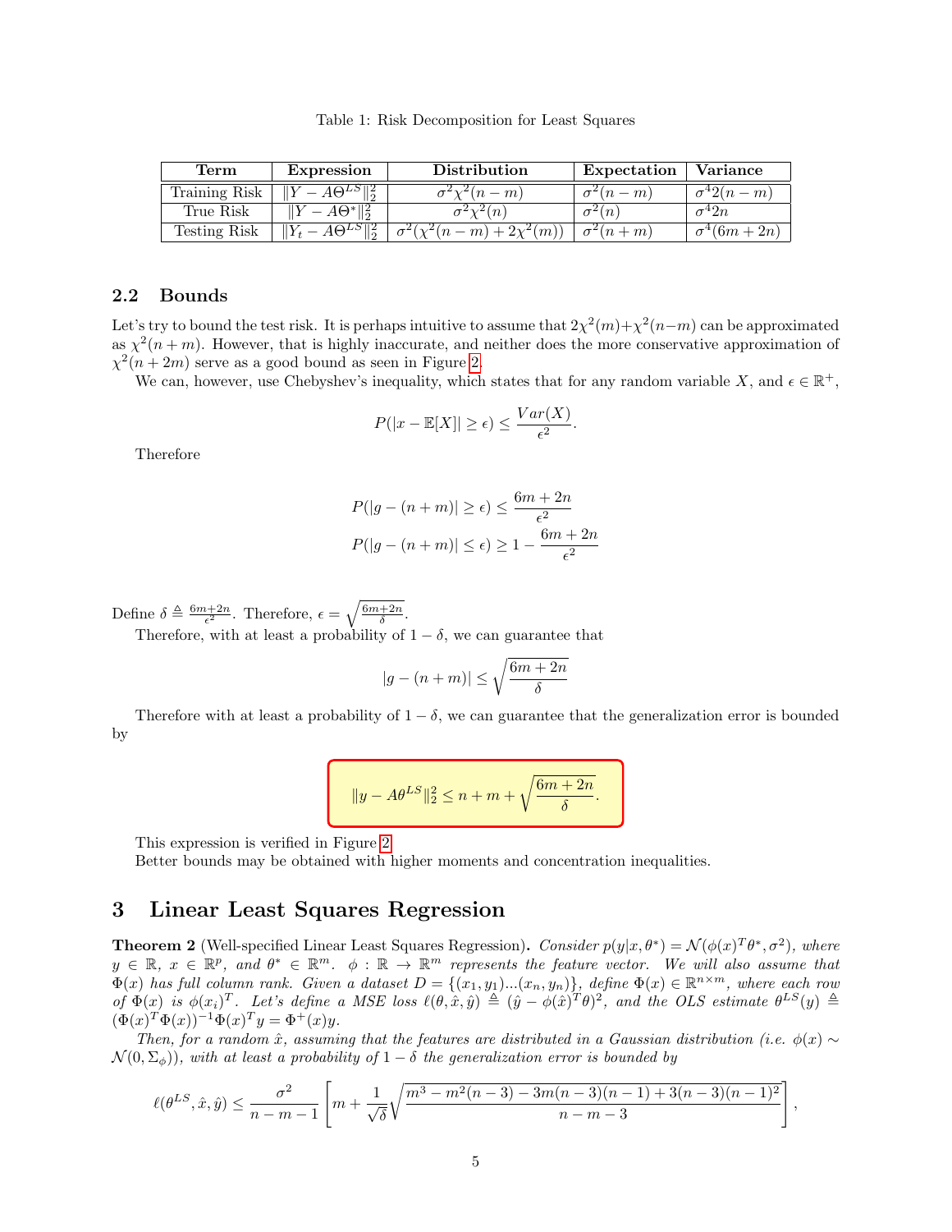Table 1: Risk Decomposition for Least Squares

| Term | Expression | Distribution | Expectation | Variance |
|---|---|---|---|---|
| Training Risk | $\|Y - A\Theta^{LS}\|_2^2$ | $\sigma^2\chi^2(n-m)$ | $\sigma^2(n-m)$ | $\sigma^4 2(n-m)$ |
| True Risk | $\|Y - A\Theta^*\|_2^2$ | $\sigma^2\chi^2(n)$ | $\sigma^2(n)$ | $\sigma^4 2n$ |
| Testing Risk | $\|Y_t - A\Theta^{LS}\|_2^2$ | $\sigma^2(\chi^2(n-m) + 2\chi^2(m))$ | $\sigma^2(n+m)$ | $\sigma^4(6m+2n)$ |

### 2.2 Bounds

Let's try to bound the test risk. It is perhaps intuitive to assume that $2\chi^2(m)+\chi^2(n-m)$ can be approximated as $\chi^2(n+m)$. However, that is highly inaccurate, and neither does the more conservative approximation of $\chi^2(n+2m)$ serve as a good bound as seen in Figure 2.

We can, however, use Chebyshev's inequality, which states that for any random variable $X$, and $\epsilon \in \mathbb{R}^+$,

$$P(|x - \mathbb{E}[X]| \geq \epsilon) \leq \frac{Var(X)}{\epsilon^2}.$$

Therefore

$$P(|g - (n+m)| \geq \epsilon) \leq \frac{6m+2n}{\epsilon^2}$$
$$P(|g - (n+m)| \leq \epsilon) \geq 1 - \frac{6m+2n}{\epsilon^2}$$

Define $\delta \triangleq \frac{6m+2n}{\epsilon^2}$. Therefore, $\epsilon = \sqrt{\frac{6m+2n}{\delta}}$.

Therefore, with at least a probability of $1-\delta$, we can guarantee that

$$|g - (n+m)| \leq \sqrt{\frac{6m+2n}{\delta}}$$

Therefore with at least a probability of $1-\delta$, we can guarantee that the generalization error is bounded by

$$\|y - A\theta^{LS}\|_2^2 \leq n + m + \sqrt{\frac{6m+2n}{\delta}}.$$

This expression is verified in Figure 2.

Better bounds may be obtained with higher moments and concentration inequalities.

## 3 Linear Least Squares Regression

**Theorem 2** (Well-specified Linear Least Squares Regression)**.** *Consider $p(y|x,\theta^*) = \mathcal{N}(\phi(x)^T\theta^*, \sigma^2)$, where $y \in \mathbb{R}$, $x \in \mathbb{R}^p$, and $\theta^* \in \mathbb{R}^m$. $\phi : \mathbb{R} \to \mathbb{R}^m$ represents the feature vector. We will also assume that $\Phi(x)$ has full column rank. Given a dataset $D = \{(x_1, y_1)...(x_n, y_n)\}$, define $\Phi(x) \in \mathbb{R}^{n\times m}$, where each row of $\Phi(x)$ is $\phi(x_i)^T$. Let's define a MSE loss $\ell(\theta, \hat{x}, \hat{y}) \triangleq (\hat{y} - \phi(\hat{x})^T\theta)^2$, and the OLS estimate $\theta^{LS}(y) \triangleq (\Phi(x)^T\Phi(x))^{-1}\Phi(x)^T y = \Phi^+(x)y$.*

*Then, for a random $\hat{x}$, assuming that the features are distributed in a Gaussian distribution (i.e. $\phi(x) \sim \mathcal{N}(0, \Sigma_\phi)$), with at least a probability of $1-\delta$ the generalization error is bounded by*

$$\ell(\theta^{LS}, \hat{x}, \hat{y}) \leq \frac{\sigma^2}{n-m-1}\left[m + \frac{1}{\sqrt{\delta}}\sqrt{\frac{m^3 - m^2(n-3) - 3m(n-3)(n-1) + 3(n-3)(n-1)^2}{n-m-3}}\right],$$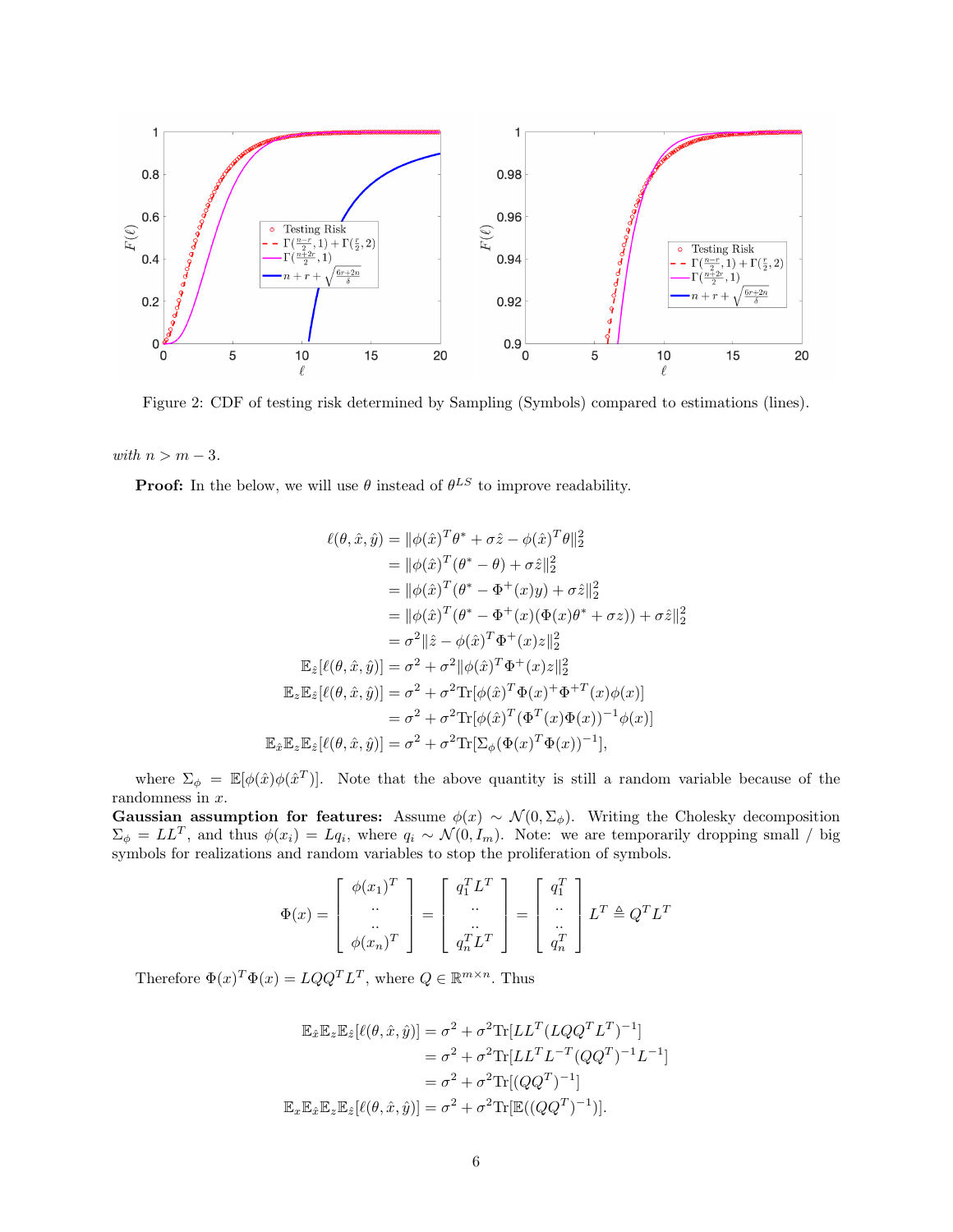Figure 2: CDF of testing risk determined by Sampling (Symbols) compared to estimations (lines).

*with* $n > m - 3$.

**Proof:** In the below, we will use $\theta$ instead of $\theta^{LS}$ to improve readability.

$$
\begin{aligned}
\ell(\theta, \hat{x}, \hat{y}) &= \|\phi(\hat{x})^T\theta^* + \sigma\hat{z} - \phi(\hat{x})^T\theta\|_2^2 \\
&= \|\phi(\hat{x})^T(\theta^* - \theta) + \sigma\hat{z}\|_2^2 \\
&= \|\phi(\hat{x})^T(\theta^* - \Phi^+(x)y) + \sigma\hat{z}\|_2^2 \\
&= \|\phi(\hat{x})^T(\theta^* - \Phi^+(x)(\Phi(x)\theta^* + \sigma z)) + \sigma\hat{z}\|_2^2 \\
&= \sigma^2\|\hat{z} - \phi(\hat{x})^T\Phi^+(x)z\|_2^2 \\
\mathbb{E}_{\hat{z}}[\ell(\theta, \hat{x}, \hat{y})] &= \sigma^2 + \sigma^2\|\phi(\hat{x})^T\Phi^+(x)z\|_2^2 \\
\mathbb{E}_z\mathbb{E}_{\hat{z}}[\ell(\theta, \hat{x}, \hat{y})] &= \sigma^2 + \sigma^2\mathrm{Tr}[\phi(\hat{x})^T\Phi(x)^+\Phi^{+T}(x)\phi(x)] \\
&= \sigma^2 + \sigma^2\mathrm{Tr}[\phi(\hat{x})^T(\Phi^T(x)\Phi(x))^{-1}\phi(x)] \\
\mathbb{E}_{\hat{x}}\mathbb{E}_z\mathbb{E}_{\hat{z}}[\ell(\theta, \hat{x}, \hat{y})] &= \sigma^2 + \sigma^2\mathrm{Tr}[\Sigma_\phi(\Phi(x)^T\Phi(x))^{-1}],
\end{aligned}
$$

where $\Sigma_\phi = \mathbb{E}[\phi(\hat{x})\phi(\hat{x}^T)]$. Note that the above quantity is still a random variable because of the randomness in $x$.

**Gaussian assumption for features:** Assume $\phi(x) \sim \mathcal{N}(0, \Sigma_\phi)$. Writing the Cholesky decomposition $\Sigma_\phi = LL^T$, and thus $\phi(x_i) = Lq_i$, where $q_i \sim \mathcal{N}(0, I_m)$. Note: we are temporarily dropping small / big symbols for realizations and random variables to stop the proliferation of symbols.

$$
\Phi(x) = \begin{bmatrix} \phi(x_1)^T \\ .. \\ .. \\ \phi(x_n)^T \end{bmatrix} = \begin{bmatrix} q_1^T L^T \\ .. \\ .. \\ q_n^T L^T \end{bmatrix} = \begin{bmatrix} q_1^T \\ .. \\ .. \\ q_n^T \end{bmatrix} L^T \triangleq Q^T L^T
$$

Therefore $\Phi(x)^T\Phi(x) = LQQ^TL^T$, where $Q \in \mathbb{R}^{m \times n}$. Thus

$$
\begin{aligned}
\mathbb{E}_{\hat{x}}\mathbb{E}_z\mathbb{E}_{\hat{z}}[\ell(\theta, \hat{x}, \hat{y})] &= \sigma^2 + \sigma^2\mathrm{Tr}[LL^T(LQQ^TL^T)^{-1}] \\
&= \sigma^2 + \sigma^2\mathrm{Tr}[LL^TL^{-T}(QQ^T)^{-1}L^{-1}] \\
&= \sigma^2 + \sigma^2\mathrm{Tr}[(QQ^T)^{-1}] \\
\mathbb{E}_x\mathbb{E}_{\hat{x}}\mathbb{E}_z\mathbb{E}_{\hat{z}}[\ell(\theta, \hat{x}, \hat{y})] &= \sigma^2 + \sigma^2\mathrm{Tr}[\mathbb{E}((QQ^T)^{-1})].
\end{aligned}
$$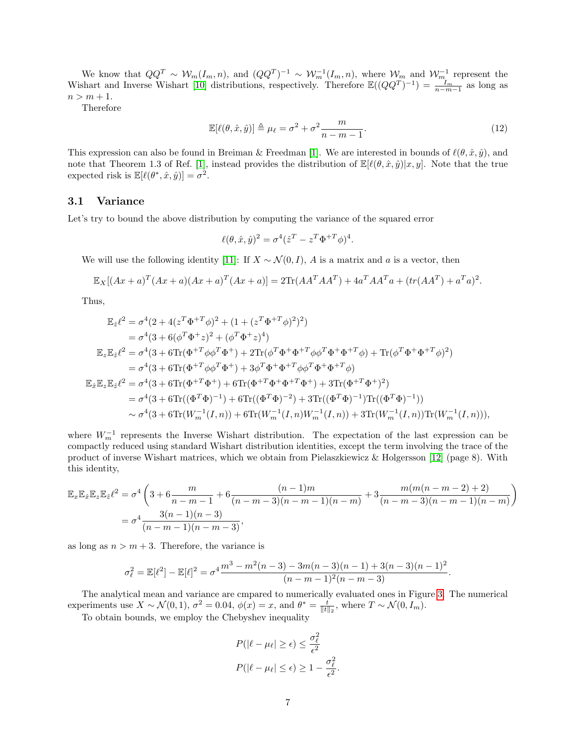We know that $QQ^T \sim \mathcal{W}_m(I_m, n)$, and $(QQ^T)^{-1} \sim \mathcal{W}_m^{-1}(I_m, n)$, where $\mathcal{W}_m$ and $\mathcal{W}_m^{-1}$ represent the Wishart and Inverse Wishart [10] distributions, respectively. Therefore $\mathbb{E}((QQ^T)^{-1}) = \frac{I_m}{n-m-1}$ as long as $n > m+1$.

Therefore

$$
\mathbb{E}[\ell(\theta, \hat{x}, \hat{y})] \triangleq \mu_\ell = \sigma^2 + \sigma^2 \frac{m}{n-m-1}. \tag{12}
$$

This expression can also be found in Breiman & Freedman [1]. We are interested in bounds of $\ell(\theta, \hat{x}, \hat{y})$, and note that Theorem 1.3 of Ref. [1], instead provides the distribution of $\mathbb{E}[\ell(\theta, \hat{x}, \hat{y})|x, y]$. Note that the true expected risk is $\mathbb{E}[\ell(\theta^*, \hat{x}, \hat{y})] = \sigma^2$.

### 3.1 Variance

Let's try to bound the above distribution by computing the variance of the squared error

$$
\ell(\theta, \hat{x}, \hat{y})^2 = \sigma^4(\hat{z}^T - z^T \Phi^{+T} \phi)^4.
$$

We will use the following identity [11]: If $X \sim \mathcal{N}(0, I)$, $A$ is a matrix and $a$ is a vector, then

$$
\mathbb{E}_X[(Ax+a)^T(Ax+a)(Ax+a)^T(Ax+a)] = 2\text{Tr}(AA^TAA^T) + 4a^TAA^Ta + (tr(AA^T) + a^Ta)^2.
$$

Thus,

$$
\begin{aligned}
\mathbb{E}_{\hat{z}}\ell^2 &= \sigma^4(2 + 4(z^T\Phi^{+T}\phi)^2 + (1 + (z^T\Phi^{+T}\phi)^2)^2) \\
&= \sigma^4(3 + 6(\phi^T\Phi^+z)^2 + (\phi^T\Phi^+z)^4) \\
\mathbb{E}_z\mathbb{E}_{\hat{z}}\ell^2 &= \sigma^4(3 + 6\text{Tr}(\Phi^{+T}\phi\phi^T\Phi^+) + 2\text{Tr}(\phi^T\Phi^+\Phi^{+T}\phi\phi^T\Phi^+\Phi^{+T}\phi) + \text{Tr}(\phi^T\Phi^+\Phi^{+T}\phi)^2) \\
&= \sigma^4(3 + 6\text{Tr}(\Phi^{+T}\phi\phi^T\Phi^+) + 3\phi^T\Phi^+\Phi^{+T}\phi\phi^T\Phi^+\Phi^{+T}\phi) \\
\mathbb{E}_{\hat{x}}\mathbb{E}_z\mathbb{E}_{\hat{z}}\ell^2 &= \sigma^4(3 + 6\text{Tr}(\Phi^{+T}\Phi^+) + 6\text{Tr}(\Phi^{+T}\Phi^+\Phi^{+T}\Phi^+) + 3\text{Tr}(\Phi^{+T}\Phi^+)^2) \\
&= \sigma^4(3 + 6\text{Tr}((\Phi^T\Phi)^{-1}) + 6\text{Tr}((\Phi^T\Phi)^{-2}) + 3\text{Tr}((\Phi^T\Phi)^{-1})\text{Tr}((\Phi^T\Phi)^{-1})) \\
&\sim \sigma^4(3 + 6\text{Tr}(W_m^{-1}(I, n)) + 6\text{Tr}(W_m^{-1}(I, n)W_m^{-1}(I, n)) + 3\text{Tr}(W_m^{-1}(I, n))\text{Tr}(W_m^{-1}(I, n))),
\end{aligned}
$$

where $W_m^{-1}$ represents the Inverse Wishart distribution. The expectation of the last expression can be compactly reduced using standard Wishart distribution identities, except the term involving the trace of the product of inverse Wishart matrices, which we obtain from Pielaszkiewicz & Holgersson [12] (page 8). With this identity,

$$
\begin{aligned}
\mathbb{E}_x\mathbb{E}_{\hat{x}}\mathbb{E}_z\mathbb{E}_{\hat{z}}\ell^2 &= \sigma^4\left(3 + 6\frac{m}{n-m-1} + 6\frac{(n-1)m}{(n-m-3)(n-m-1)(n-m)} + 3\frac{m(m(n-m-2)+2)}{(n-m-3)(n-m-1)(n-m)}\right) \\
&= \sigma^4\frac{3(n-1)(n-3)}{(n-m-1)(n-m-3)},
\end{aligned}
$$

as long as $n > m+3$. Therefore, the variance is

$$
\sigma_\ell^2 = \mathbb{E}[\ell^2] - \mathbb{E}[\ell]^2 = \sigma^4\frac{m^3 - m^2(n-3) - 3m(n-3)(n-1) + 3(n-3)(n-1)^2}{(n-m-1)^2(n-m-3)}.
$$

The analytical mean and variance are cmpared to numerically evaluated ones in Figure 3. The numerical experiments use $X \sim \mathcal{N}(0, 1)$, $\sigma^2 = 0.04$, $\phi(x) = x$, and $\theta^* = \frac{t}{\|t\|_2}$, where $T \sim \mathcal{N}(0, I_m)$.

To obtain bounds, we employ the Chebyshev inequality

$$
\begin{aligned}
P(|\ell - \mu_\ell| \geq \epsilon) &\leq \frac{\sigma_\ell^2}{\epsilon^2} \\
P(|\ell - \mu_\ell| \leq \epsilon) &\geq 1 - \frac{\sigma_\ell^2}{\epsilon^2}.
\end{aligned}
$$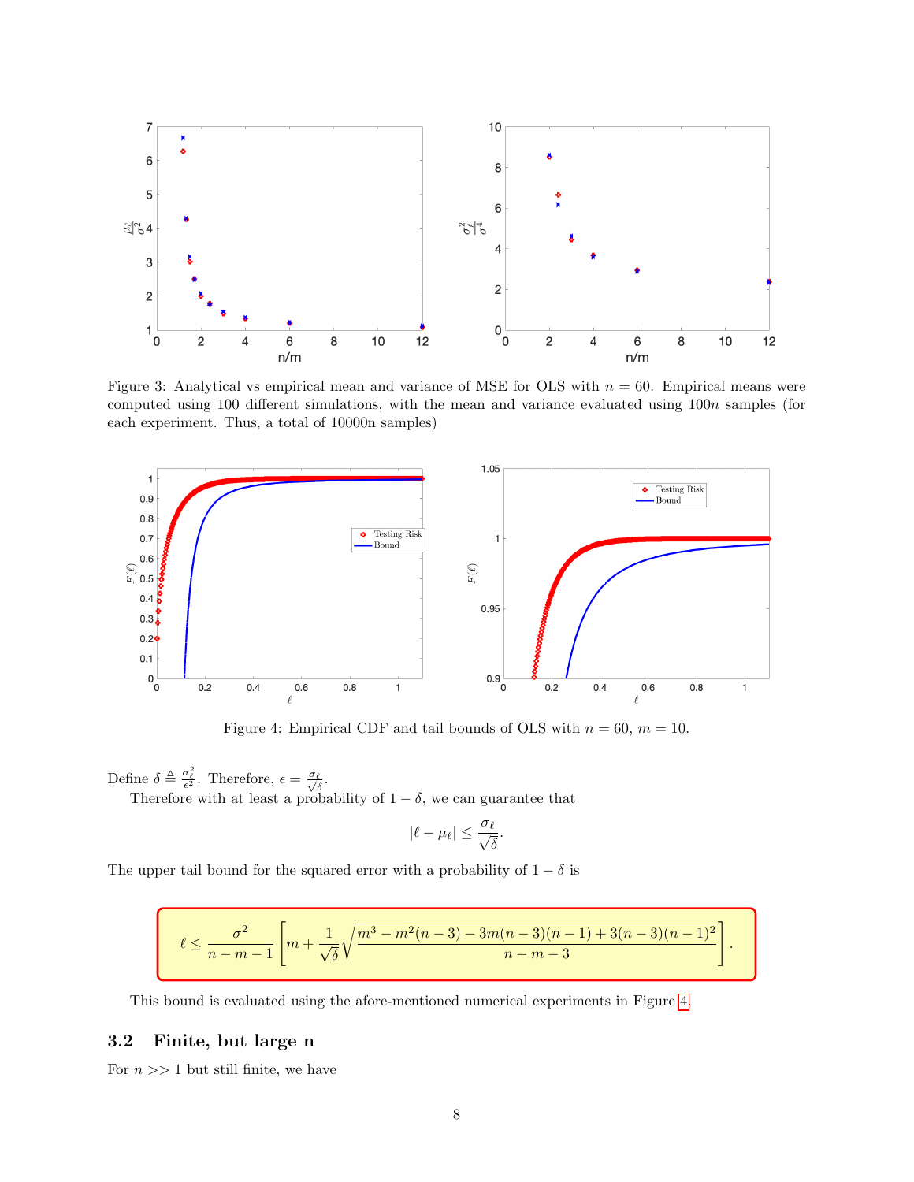Figure 3: Analytical vs empirical mean and variance of MSE for OLS with $n = 60$. Empirical means were computed using 100 different simulations, with the mean and variance evaluated using $100n$ samples (for each experiment. Thus, a total of 10000n samples)

Figure 4: Empirical CDF and tail bounds of OLS with $n = 60$, $m = 10$.

Define $\delta \triangleq \frac{\sigma_\ell^2}{\epsilon^2}$. Therefore, $\epsilon = \frac{\sigma_\ell}{\sqrt{\delta}}$.

Therefore with at least a probability of $1 - \delta$, we can guarantee that

$$|\ell - \mu_\ell| \leq \frac{\sigma_\ell}{\sqrt{\delta}}.$$

The upper tail bound for the squared error with a probability of $1 - \delta$ is

$$\ell \leq \frac{\sigma^2}{n-m-1}\left[m + \frac{1}{\sqrt{\delta}}\sqrt{\frac{m^3 - m^2(n-3) - 3m(n-3)(n-1) + 3(n-3)(n-1)^2}{n-m-3}}\right].$$

This bound is evaluated using the afore-mentioned numerical experiments in Figure 4.

### 3.2 Finite, but large n

For $n >> 1$ but still finite, we have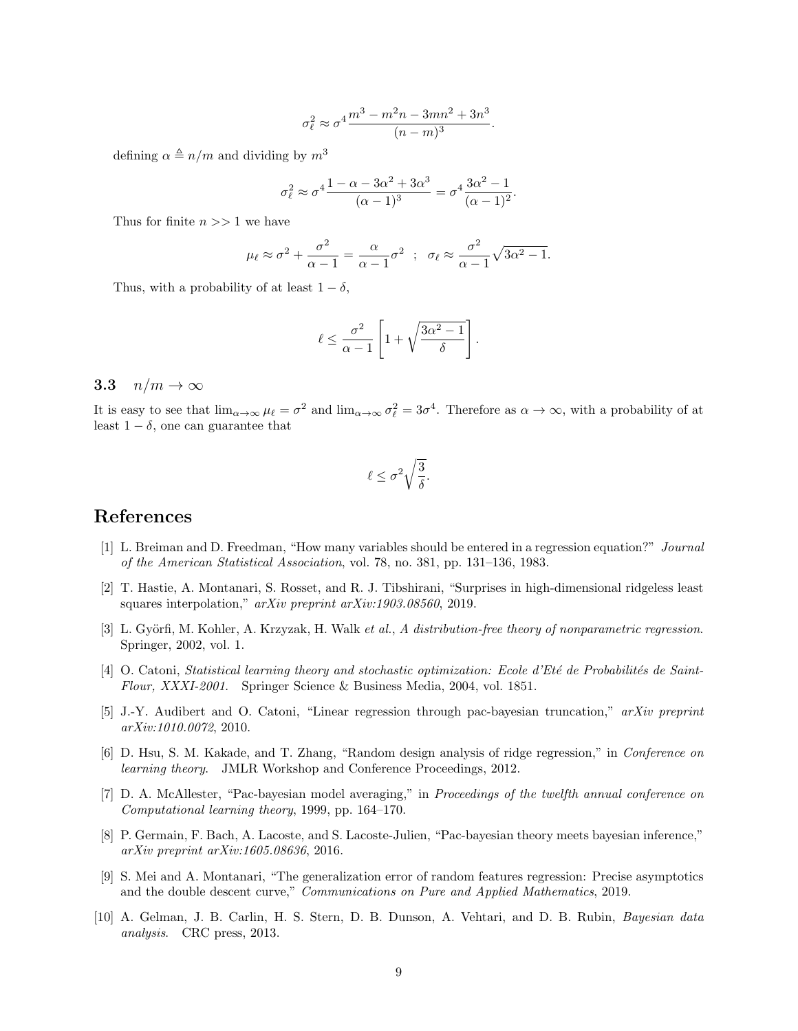$$\sigma_\ell^2 \approx \sigma^4 \frac{m^3 - m^2 n - 3mn^2 + 3n^3}{(n-m)^3}.$$

defining $\alpha \triangleq n/m$ and dividing by $m^3$

$$\sigma_\ell^2 \approx \sigma^4 \frac{1 - \alpha - 3\alpha^2 + 3\alpha^3}{(\alpha - 1)^3} = \sigma^4 \frac{3\alpha^2 - 1}{(\alpha - 1)^2}.$$

Thus for finite $n >> 1$ we have

$$\mu_\ell \approx \sigma^2 + \frac{\sigma^2}{\alpha - 1} = \frac{\alpha}{\alpha - 1}\sigma^2 \ \ ; \ \ \sigma_\ell \approx \frac{\sigma^2}{\alpha - 1}\sqrt{3\alpha^2 - 1}.$$

Thus, with a probability of at least $1 - \delta$,

$$\ell \leq \frac{\sigma^2}{\alpha - 1}\left[1 + \sqrt{\frac{3\alpha^2 - 1}{\delta}}\right].$$

### 3.3 $n/m \to \infty$

It is easy to see that $\lim_{\alpha \to \infty} \mu_\ell = \sigma^2$ and $\lim_{\alpha \to \infty} \sigma_\ell^2 = 3\sigma^4$. Therefore as $\alpha \to \infty$, with a probability of at least $1 - \delta$, one can guarantee that

$$\ell \leq \sigma^2 \sqrt{\frac{3}{\delta}}.$$

## References

[1] L. Breiman and D. Freedman, "How many variables should be entered in a regression equation?" *Journal of the American Statistical Association*, vol. 78, no. 381, pp. 131–136, 1983.

[2] T. Hastie, A. Montanari, S. Rosset, and R. J. Tibshirani, "Surprises in high-dimensional ridgeless least squares interpolation," *arXiv preprint arXiv:1903.08560*, 2019.

[3] L. Györfi, M. Kohler, A. Krzyzak, H. Walk *et al.*, *A distribution-free theory of nonparametric regression*. Springer, 2002, vol. 1.

[4] O. Catoni, *Statistical learning theory and stochastic optimization: Ecole d'Eté de Probabilités de Saint-Flour, XXXI-2001*. Springer Science & Business Media, 2004, vol. 1851.

[5] J.-Y. Audibert and O. Catoni, "Linear regression through pac-bayesian truncation," *arXiv preprint arXiv:1010.0072*, 2010.

[6] D. Hsu, S. M. Kakade, and T. Zhang, "Random design analysis of ridge regression," in *Conference on learning theory*. JMLR Workshop and Conference Proceedings, 2012.

[7] D. A. McAllester, "Pac-bayesian model averaging," in *Proceedings of the twelfth annual conference on Computational learning theory*, 1999, pp. 164–170.

[8] P. Germain, F. Bach, A. Lacoste, and S. Lacoste-Julien, "Pac-bayesian theory meets bayesian inference," *arXiv preprint arXiv:1605.08636*, 2016.

[9] S. Mei and A. Montanari, "The generalization error of random features regression: Precise asymptotics and the double descent curve," *Communications on Pure and Applied Mathematics*, 2019.

[10] A. Gelman, J. B. Carlin, H. S. Stern, D. B. Dunson, A. Vehtari, and D. B. Rubin, *Bayesian data analysis*. CRC press, 2013.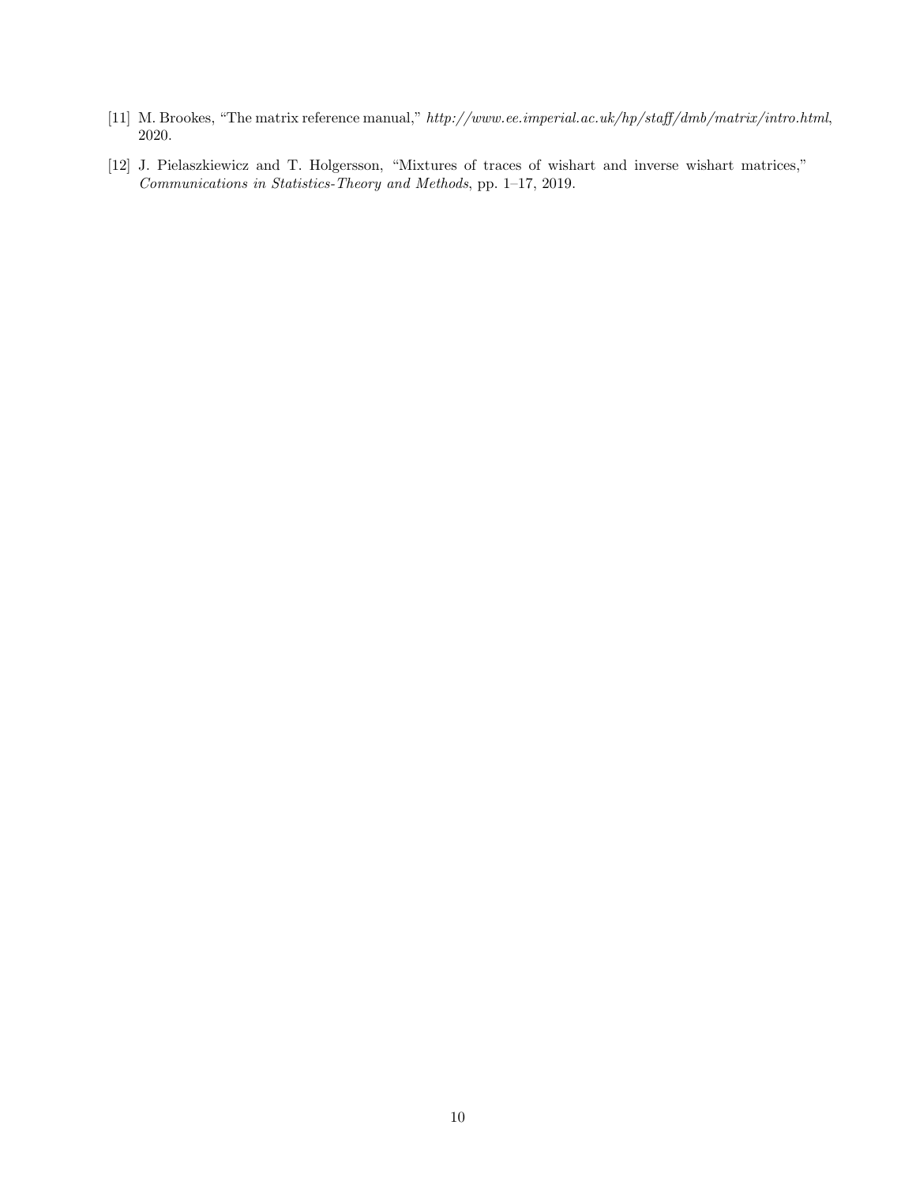[11] M. Brookes, "The matrix reference manual," *http://www.ee.imperial.ac.uk/hp/staff/dmb/matrix/intro.html*, 2020.

[12] J. Pielaszkiewicz and T. Holgersson, "Mixtures of traces of wishart and inverse wishart matrices," *Communications in Statistics-Theory and Methods*, pp. 1–17, 2019.